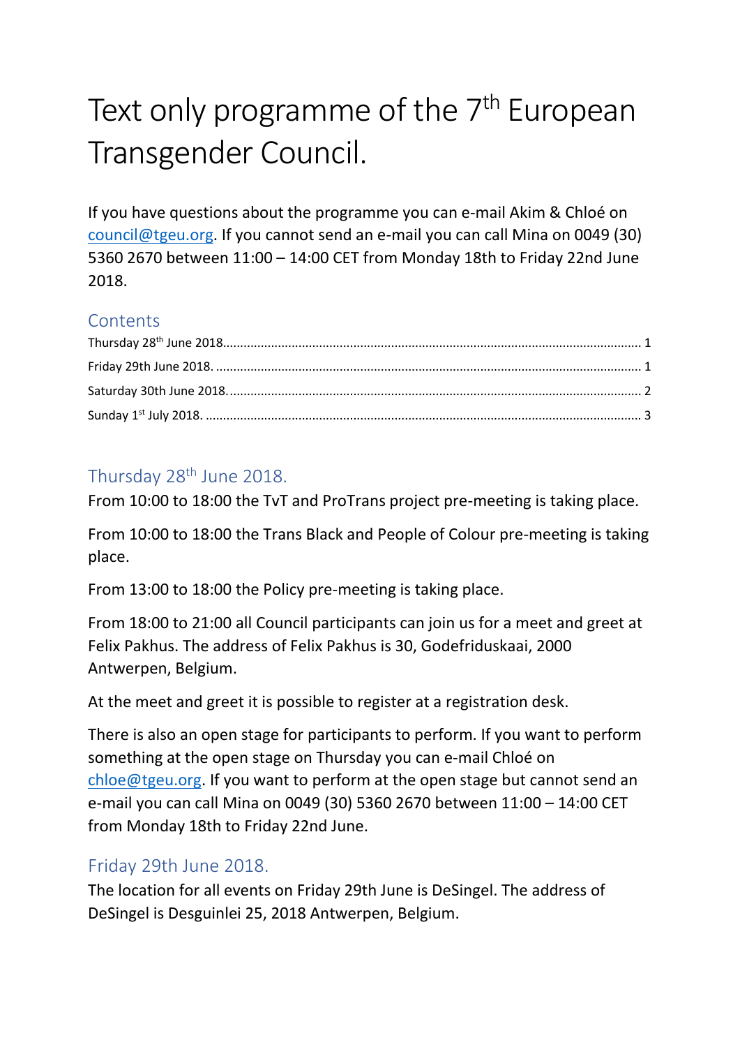# Text only programme of the 7th European Transgender Council.

If you have questions about the programme you can e-mail Akim & Chloé on council@tgeu.org. If you cannot send an e-mail you can call Mina on 0049 (30) 5360 2670 between 11:00 – 14:00 CET from Monday 18th to Friday 22nd June 2018.

## Contents

Thursday 28th June 2018. ........ 1

Friday 29th June 2018. ........ 1

Saturday 30th June 2018. ........ 2

Sunday 1st July 2018. ........ 3

## Thursday 28th June 2018.

From 10:00 to 18:00 the TvT and ProTrans project pre-meeting is taking place.

From 10:00 to 18:00 the Trans Black and People of Colour pre-meeting is taking place.

From 13:00 to 18:00 the Policy pre-meeting is taking place.

From 18:00 to 21:00 all Council participants can join us for a meet and greet at Felix Pakhus. The address of Felix Pakhus is 30, Godefriduskaai, 2000 Antwerpen, Belgium.

At the meet and greet it is possible to register at a registration desk.

There is also an open stage for participants to perform. If you want to perform something at the open stage on Thursday you can e-mail Chloé on chloe@tgeu.org. If you want to perform at the open stage but cannot send an e-mail you can call Mina on 0049 (30) 5360 2670 between 11:00 – 14:00 CET from Monday 18th to Friday 22nd June.

## Friday 29th June 2018.

The location for all events on Friday 29th June is DeSingel. The address of DeSingel is Desguinlei 25, 2018 Antwerpen, Belgium.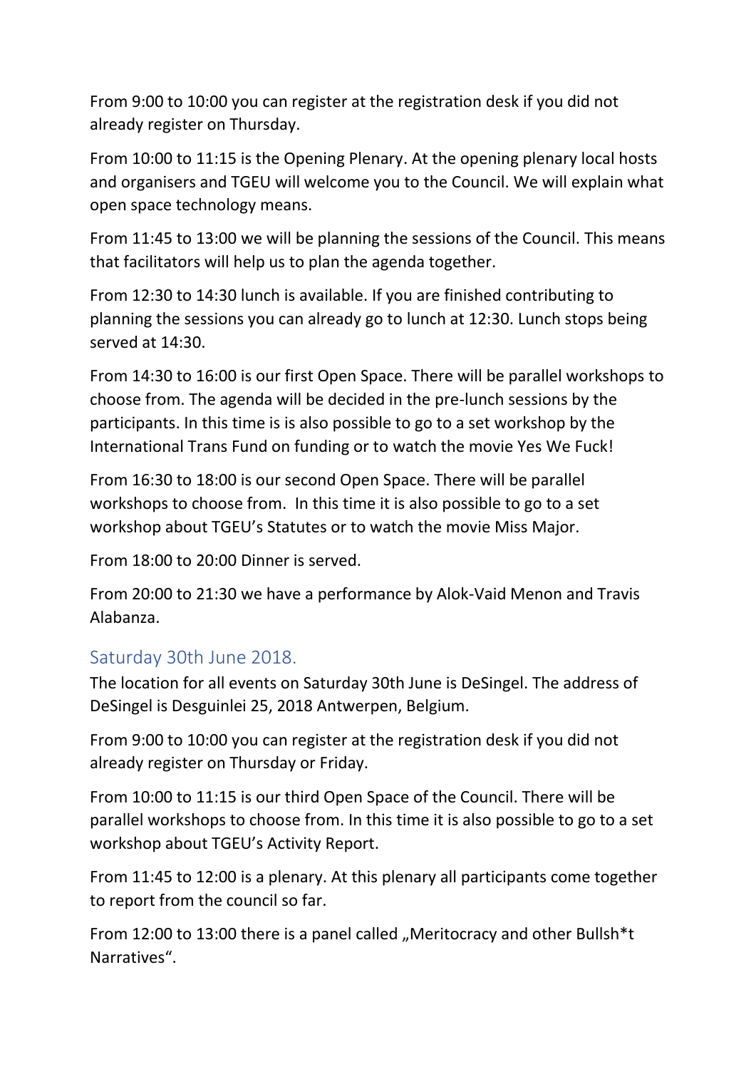From 9:00 to 10:00 you can register at the registration desk if you did not already register on Thursday.

From 10:00 to 11:15 is the Opening Plenary. At the opening plenary local hosts and organisers and TGEU will welcome you to the Council. We will explain what open space technology means.

From 11:45 to 13:00 we will be planning the sessions of the Council. This means that facilitators will help us to plan the agenda together.

From 12:30 to 14:30 lunch is available. If you are finished contributing to planning the sessions you can already go to lunch at 12:30. Lunch stops being served at 14:30.

From 14:30 to 16:00 is our first Open Space. There will be parallel workshops to choose from. The agenda will be decided in the pre-lunch sessions by the participants. In this time is is also possible to go to a set workshop by the International Trans Fund on funding or to watch the movie Yes We Fuck!

From 16:30 to 18:00 is our second Open Space. There will be parallel workshops to choose from. In this time it is also possible to go to a set workshop about TGEU's Statutes or to watch the movie Miss Major.

From 18:00 to 20:00 Dinner is served.

From 20:00 to 21:30 we have a performance by Alok-Vaid Menon and Travis Alabanza.

## Saturday 30th June 2018.

The location for all events on Saturday 30th June is DeSingel. The address of DeSingel is Desguinlei 25, 2018 Antwerpen, Belgium.

From 9:00 to 10:00 you can register at the registration desk if you did not already register on Thursday or Friday.

From 10:00 to 11:15 is our third Open Space of the Council. There will be parallel workshops to choose from. In this time it is also possible to go to a set workshop about TGEU's Activity Report.

From 11:45 to 12:00 is a plenary. At this plenary all participants come together to report from the council so far.

From 12:00 to 13:00 there is a panel called „Meritocracy and other Bullsh*t Narratives".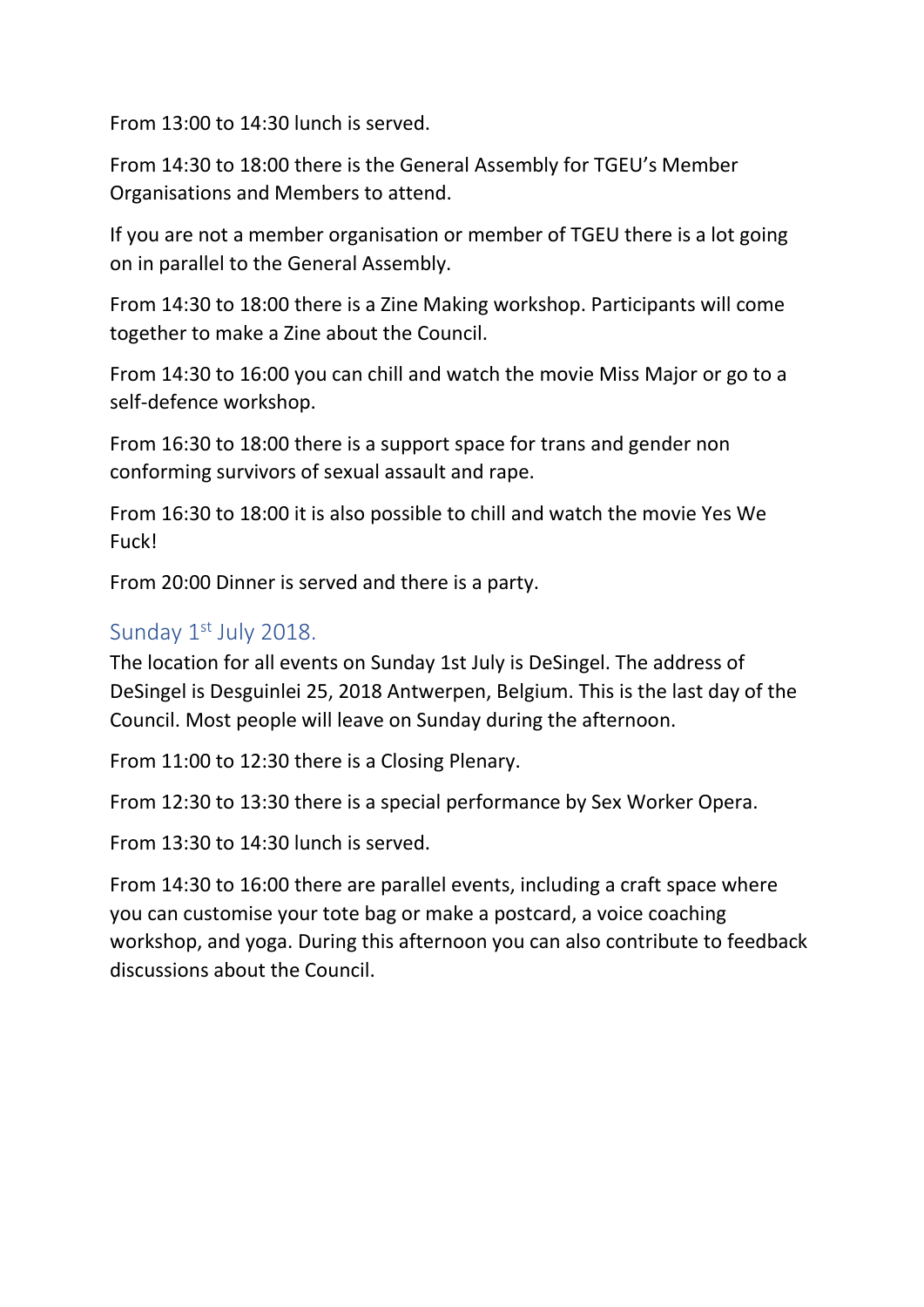From 13:00 to 14:30 lunch is served.

From 14:30 to 18:00 there is the General Assembly for TGEU's Member Organisations and Members to attend.

If you are not a member organisation or member of TGEU there is a lot going on in parallel to the General Assembly.

From 14:30 to 18:00 there is a Zine Making workshop. Participants will come together to make a Zine about the Council.

From 14:30 to 16:00 you can chill and watch the movie Miss Major or go to a self-defence workshop.

From 16:30 to 18:00 there is a support space for trans and gender non conforming survivors of sexual assault and rape.

From 16:30 to 18:00 it is also possible to chill and watch the movie Yes We Fuck!

From 20:00 Dinner is served and there is a party.

## Sunday 1st July 2018.

The location for all events on Sunday 1st July is DeSingel. The address of DeSingel is Desguinlei 25, 2018 Antwerpen, Belgium. This is the last day of the Council. Most people will leave on Sunday during the afternoon.

From 11:00 to 12:30 there is a Closing Plenary.

From 12:30 to 13:30 there is a special performance by Sex Worker Opera.

From 13:30 to 14:30 lunch is served.

From 14:30 to 16:00 there are parallel events, including a craft space where you can customise your tote bag or make a postcard, a voice coaching workshop, and yoga. During this afternoon you can also contribute to feedback discussions about the Council.